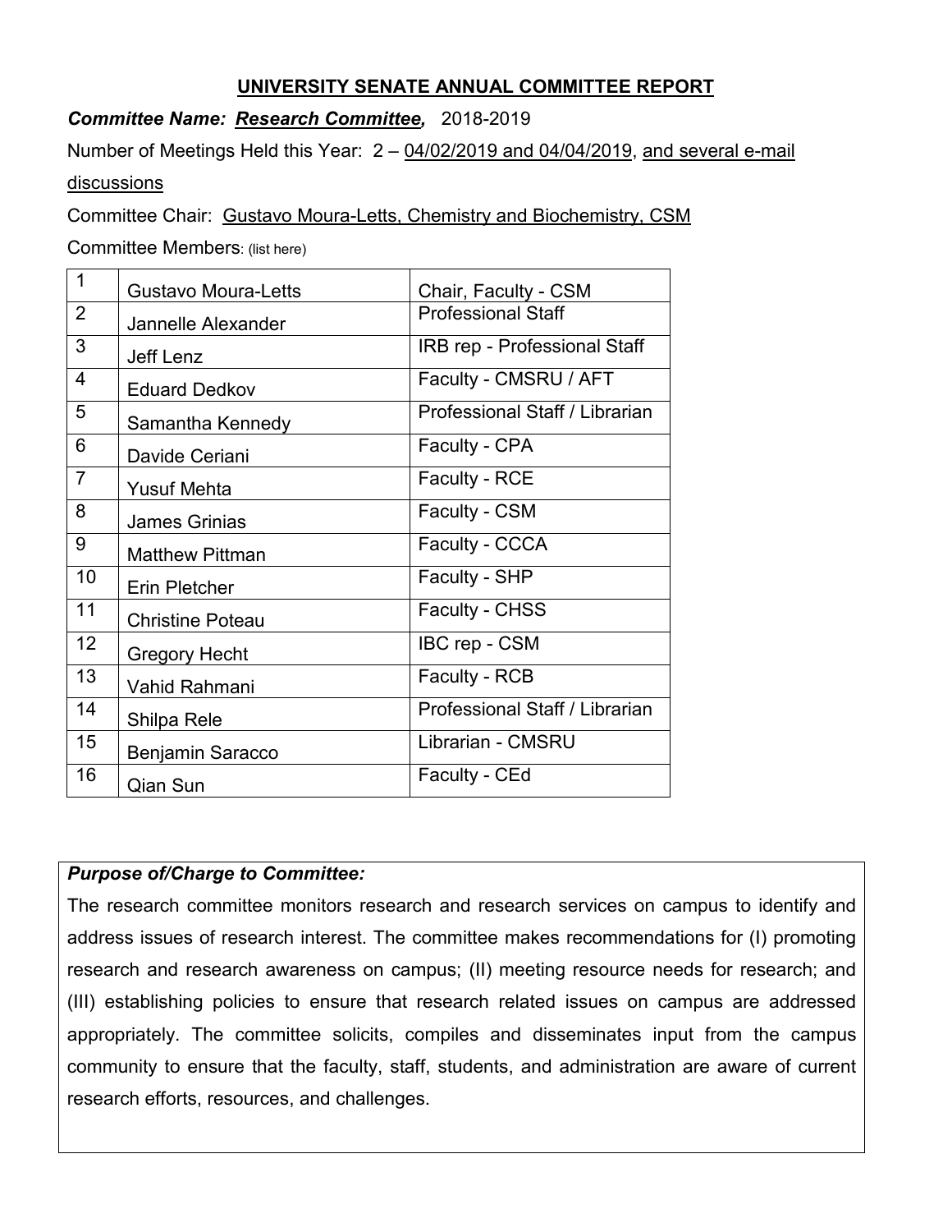# UNIVERSITY SENATE ANNUAL COMMITTEE REPORT

***Committee Name:** **Research Committee,*** 2018-2019

Number of Meetings Held this Year: 2 – 04/02/2019 and 04/04/2019, and several e-mail discussions

Committee Chair: Gustavo Moura-Letts, Chemistry and Biochemistry, CSM

Committee Members: (list here)

| | | |
|---|---|---|
| 1 | Gustavo Moura-Letts | Chair, Faculty - CSM |
| 2 | Jannelle Alexander | Professional Staff |
| 3 | Jeff Lenz | IRB rep - Professional Staff |
| 4 | Eduard Dedkov | Faculty - CMSRU / AFT |
| 5 | Samantha Kennedy | Professional Staff / Librarian |
| 6 | Davide Ceriani | Faculty - CPA |
| 7 | Yusuf Mehta | Faculty - RCE |
| 8 | James Grinias | Faculty - CSM |
| 9 | Matthew Pittman | Faculty - CCCA |
| 10 | Erin Pletcher | Faculty - SHP |
| 11 | Christine Poteau | Faculty - CHSS |
| 12 | Gregory Hecht | IBC rep - CSM |
| 13 | Vahid Rahmani | Faculty - RCB |
| 14 | Shilpa Rele | Professional Staff / Librarian |
| 15 | Benjamin Saracco | Librarian - CMSRU |
| 16 | Qian Sun | Faculty - CEd |

***Purpose of/Charge to Committee:***

The research committee monitors research and research services on campus to identify and address issues of research interest. The committee makes recommendations for (I) promoting research and research awareness on campus; (II) meeting resource needs for research; and (III) establishing policies to ensure that research related issues on campus are addressed appropriately. The committee solicits, compiles and disseminates input from the campus community to ensure that the faculty, staff, students, and administration are aware of current research efforts, resources, and challenges.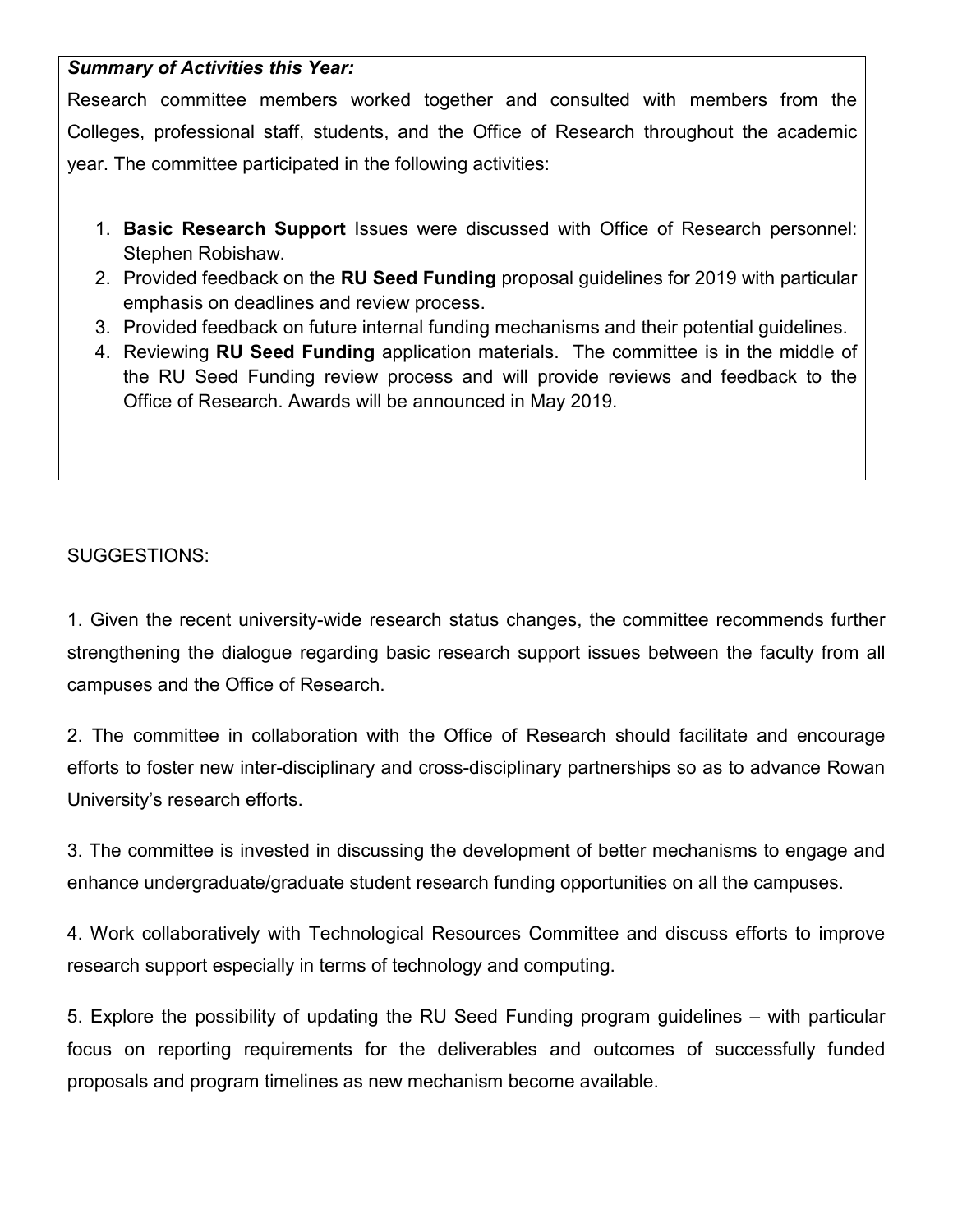***Summary of Activities this Year:***

Research committee members worked together and consulted with members from the Colleges, professional staff, students, and the Office of Research throughout the academic year. The committee participated in the following activities:

1. **Basic Research Support** Issues were discussed with Office of Research personnel: Stephen Robishaw.
2. Provided feedback on the **RU Seed Funding** proposal guidelines for 2019 with particular emphasis on deadlines and review process.
3. Provided feedback on future internal funding mechanisms and their potential guidelines.
4. Reviewing **RU Seed Funding** application materials. The committee is in the middle of the RU Seed Funding review process and will provide reviews and feedback to the Office of Research. Awards will be announced in May 2019.

SUGGESTIONS:

1. Given the recent university-wide research status changes, the committee recommends further strengthening the dialogue regarding basic research support issues between the faculty from all campuses and the Office of Research.

2. The committee in collaboration with the Office of Research should facilitate and encourage efforts to foster new inter-disciplinary and cross-disciplinary partnerships so as to advance Rowan University's research efforts.

3. The committee is invested in discussing the development of better mechanisms to engage and enhance undergraduate/graduate student research funding opportunities on all the campuses.

4. Work collaboratively with Technological Resources Committee and discuss efforts to improve research support especially in terms of technology and computing.

5. Explore the possibility of updating the RU Seed Funding program guidelines – with particular focus on reporting requirements for the deliverables and outcomes of successfully funded proposals and program timelines as new mechanism become available.